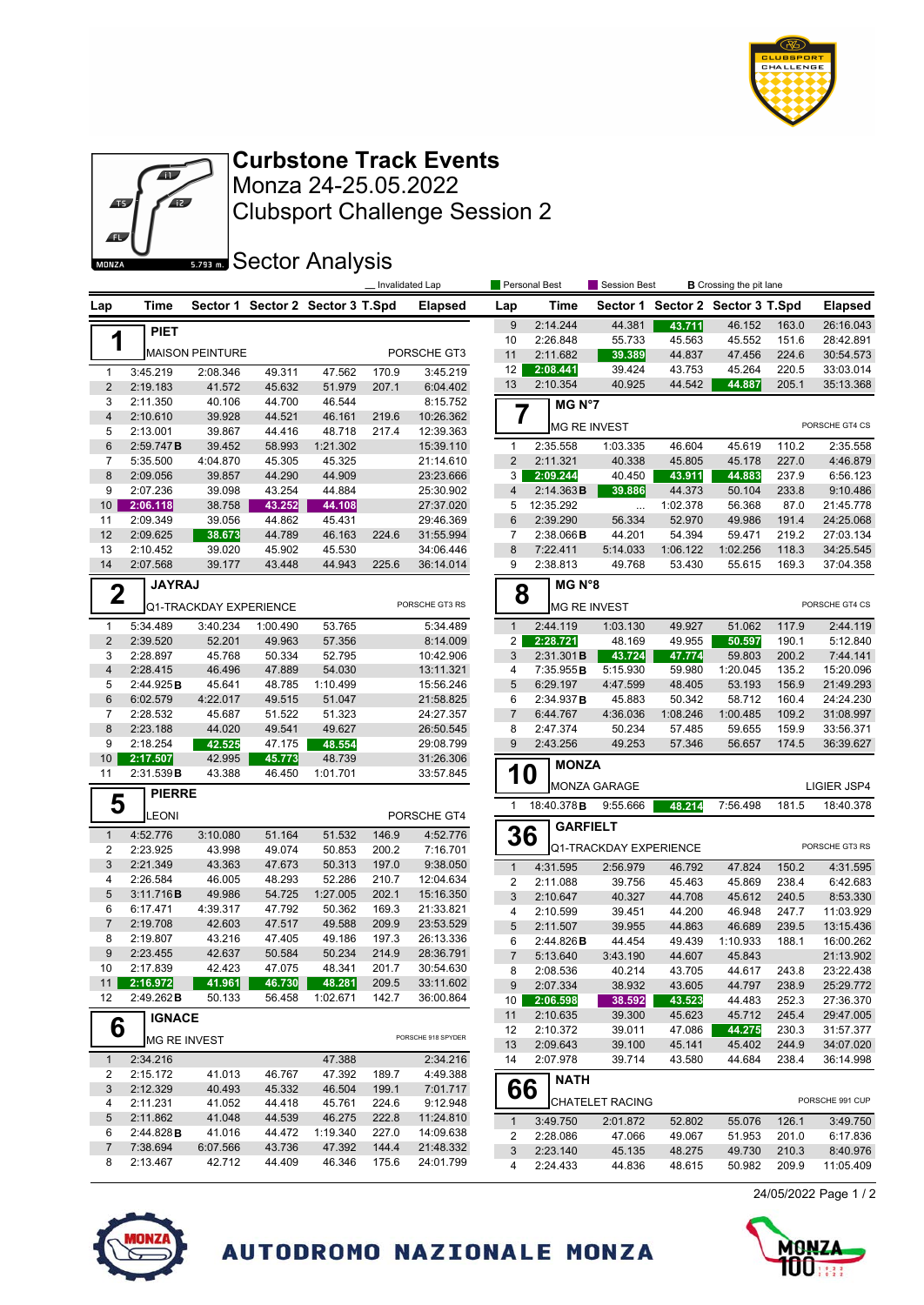# Curbstone Track Events

Monza 24-25.05.2022

Clubsport Challenge Session 2

## Sector Analysis

MONZA 5.793 m.

Legend: _ Invalidated Lap | Personal Best | Session Best | **B** Crossing the pit lane

### 1 PIET — MAISON PEINTURE — PORSCHE GT3

| Lap | Time | Sector 1 | Sector 2 | Sector 3 | T.Spd | Elapsed |
|---|---|---|---|---|---|---|
| 1 | 3:45.219 | 2:08.346 | 49.311 | 47.562 | 170.9 | 3:45.219 |
| 2 | 2:19.183 | 41.572 | 45.632 | 51.979 | 207.1 | 6:04.402 |
| 3 | 2:11.350 | 40.106 | 44.700 | 46.544 | | 8:15.752 |
| 4 | 2:10.610 | 39.928 | 44.521 | 46.161 | 219.6 | 10:26.362 |
| 5 | 2:13.001 | 39.867 | 44.416 | 48.718 | 217.4 | 12:39.363 |
| 6 | 2:59.747 B | 39.452 | 58.993 | 1:21.302 | | 15:39.110 |
| 7 | 5:35.500 | 4:04.870 | 45.305 | 45.325 | | 21:14.610 |
| 8 | 2:09.056 | 39.857 | 44.290 | 44.909 | | 23:23.666 |
| 9 | 2:07.236 | 39.098 | 43.254 | 44.884 | | 25:30.902 |
| 10 | 2:06.118 | 38.758 | 43.252 | 44.108 | | 27:37.020 |
| 11 | 2:09.349 | 39.056 | 44.862 | 45.431 | | 29:46.369 |
| 12 | 2:09.625 | 38.673 | 44.789 | 46.163 | 224.6 | 31:55.994 |
| 13 | 2:10.452 | 39.020 | 45.902 | 45.530 | | 34:06.446 |
| 14 | 2:07.568 | 39.177 | 43.448 | 44.943 | 225.6 | 36:14.014 |

### 2 JAYRAJ — Q1-TRACKDAY EXPERIENCE — PORSCHE GT3 RS

| Lap | Time | Sector 1 | Sector 2 | Sector 3 | T.Spd | Elapsed |
|---|---|---|---|---|---|---|
| 1 | 5:34.489 | 3:40.234 | 1:00.490 | 53.765 | | 5:34.489 |
| 2 | 2:39.520 | 52.201 | 49.963 | 57.356 | | 8:14.009 |
| 3 | 2:28.897 | 45.768 | 50.334 | 52.795 | | 10:42.906 |
| 4 | 2:28.415 | 46.496 | 47.889 | 54.030 | | 13:11.321 |
| 5 | 2:44.925 B | 45.641 | 48.785 | 1:10.499 | | 15:56.246 |
| 6 | 6:02.579 | 4:22.017 | 49.515 | 51.047 | | 21:58.825 |
| 7 | 2:28.532 | 45.687 | 51.522 | 51.323 | | 24:27.357 |
| 8 | 2:23.188 | 44.020 | 49.541 | 49.627 | | 26:50.545 |
| 9 | 2:18.254 | 42.525 | 47.175 | 48.554 | | 29:08.799 |
| 10 | 2:17.507 | 42.995 | 45.773 | 48.739 | | 31:26.306 |
| 11 | 2:31.539 B | 43.388 | 46.450 | 1:01.701 | | 33:57.845 |

### 5 PIERRE — LEONI — PORSCHE GT4

| Lap | Time | Sector 1 | Sector 2 | Sector 3 | T.Spd | Elapsed |
|---|---|---|---|---|---|---|
| 1 | 4:52.776 | 3:10.080 | 51.164 | 51.532 | 146.9 | 4:52.776 |
| 2 | 2:23.925 | 43.998 | 49.074 | 50.853 | 200.2 | 7:16.701 |
| 3 | 2:21.349 | 43.363 | 47.673 | 50.313 | 197.0 | 9:38.050 |
| 4 | 2:26.584 | 46.005 | 48.293 | 52.286 | 210.7 | 12:04.634 |
| 5 | 3:11.716 B | 49.986 | 54.725 | 1:27.005 | 202.1 | 15:16.350 |
| 6 | 6:17.471 | 4:39.317 | 47.792 | 50.362 | 169.3 | 21:33.821 |
| 7 | 2:19.708 | 42.603 | 47.517 | 49.588 | 209.9 | 23:53.529 |
| 8 | 2:19.807 | 43.216 | 47.405 | 49.186 | 197.3 | 26:13.336 |
| 9 | 2:23.455 | 42.637 | 50.584 | 50.234 | 214.9 | 28:36.791 |
| 10 | 2:17.839 | 42.423 | 47.075 | 48.341 | 201.7 | 30:54.630 |
| 11 | 2:16.972 | 41.961 | 46.730 | 48.281 | 209.5 | 33:11.602 |
| 12 | 2:49.262 B | 50.133 | 56.458 | 1:02.671 | 142.7 | 36:00.864 |

### 6 IGNACE — MG RE INVEST — PORSCHE 918 SPYDER

| Lap | Time | Sector 1 | Sector 2 | Sector 3 | T.Spd | Elapsed |
|---|---|---|---|---|---|---|
| 1 | 2:34.216 | | | 47.388 | | 2:34.216 |
| 2 | 2:15.172 | 41.013 | 46.767 | 47.392 | 189.7 | 4:49.388 |
| 3 | 2:12.329 | 40.493 | 45.332 | 46.504 | 199.1 | 7:01.717 |
| 4 | 2:11.231 | 41.052 | 44.418 | 45.761 | 224.6 | 9:12.948 |
| 5 | 2:11.862 | 41.048 | 44.539 | 46.275 | 222.8 | 11:24.810 |
| 6 | 2:44.828 B | 41.016 | 44.472 | 1:19.340 | 227.0 | 14:09.638 |
| 7 | 7:38.694 | 6:07.566 | 43.736 | 47.392 | 144.4 | 21:48.332 |
| 8 | 2:13.467 | 42.712 | 44.409 | 46.346 | 175.6 | 24:01.799 |
| 9 | 2:14.244 | 44.381 | 43.711 | 46.152 | 163.0 | 26:16.043 |
| 10 | 2:26.848 | 55.733 | 45.563 | 45.552 | 151.6 | 28:42.891 |
| 11 | 2:11.682 | 39.389 | 44.837 | 47.456 | 224.6 | 30:54.573 |
| 12 | 2:08.441 | 39.424 | 43.753 | 45.264 | 220.5 | 33:03.014 |
| 13 | 2:10.354 | 40.925 | 44.542 | 44.887 | 205.1 | 35:13.368 |

### 7 MG N°7 — MG RE INVEST — PORSCHE GT4 CS

| Lap | Time | Sector 1 | Sector 2 | Sector 3 | T.Spd | Elapsed |
|---|---|---|---|---|---|---|
| 1 | 2:35.558 | 1:03.335 | 46.604 | 45.619 | 110.2 | 2:35.558 |
| 2 | 2:11.321 | 40.338 | 45.805 | 45.178 | 227.0 | 4:46.879 |
| 3 | 2:09.244 | 40.450 | 43.911 | 44.883 | 237.9 | 6:56.123 |
| 4 | 2:14.363 B | 39.886 | 44.373 | 50.104 | 233.8 | 9:10.486 |
| 5 | 12:35.292 | ... | 1:02.378 | 56.368 | 87.0 | 21:45.778 |
| 6 | 2:39.290 | 56.334 | 52.970 | 49.986 | 191.4 | 24:25.068 |
| 7 | 2:38.066 B | 44.201 | 54.394 | 59.471 | 219.2 | 27:03.134 |
| 8 | 7:22.411 | 5:14.033 | 1:06.122 | 1:02.256 | 118.3 | 34:25.545 |
| 9 | 2:38.813 | 49.768 | 53.430 | 55.615 | 169.3 | 37:04.358 |

### 8 MG N°8 — MG RE INVEST — PORSCHE GT4 CS

| Lap | Time | Sector 1 | Sector 2 | Sector 3 | T.Spd | Elapsed |
|---|---|---|---|---|---|---|
| 1 | 2:44.119 | 1:03.130 | 49.927 | 51.062 | 117.9 | 2:44.119 |
| 2 | 2:28.721 | 48.169 | 49.955 | 50.597 | 190.1 | 5:12.840 |
| 3 | 2:31.301 B | 43.724 | 47.774 | 59.803 | 200.2 | 7:44.141 |
| 4 | 7:35.955 B | 5:15.930 | 59.980 | 1:20.045 | 135.2 | 15:20.096 |
| 5 | 6:29.197 | 4:47.599 | 48.405 | 53.193 | 156.9 | 21:49.293 |
| 6 | 2:34.937 B | 45.883 | 50.342 | 58.712 | 160.4 | 24:24.230 |
| 7 | 6:44.767 | 4:36.036 | 1:08.246 | 1:00.485 | 109.2 | 31:08.997 |
| 8 | 2:47.374 | 50.234 | 57.485 | 59.655 | 159.9 | 33:56.371 |
| 9 | 2:43.256 | 49.253 | 57.346 | 56.657 | 174.5 | 36:39.627 |

### 10 MONZA — MONZA GARAGE — LIGIER JSP4

| Lap | Time | Sector 1 | Sector 2 | Sector 3 | T.Spd | Elapsed |
|---|---|---|---|---|---|---|
| 1 | 18:40.378 B | 9:55.666 | 48.214 | 7:56.498 | 181.5 | 18:40.378 |

### 36 GARFIELT — Q1-TRACKDAY EXPERIENCE — PORSCHE GT3 RS

| Lap | Time | Sector 1 | Sector 2 | Sector 3 | T.Spd | Elapsed |
|---|---|---|---|---|---|---|
| 1 | 4:31.595 | 2:56.979 | 46.792 | 47.824 | 150.2 | 4:31.595 |
| 2 | 2:11.088 | 39.756 | 45.463 | 45.869 | 238.4 | 6:42.683 |
| 3 | 2:10.647 | 40.327 | 44.708 | 45.612 | 240.5 | 8:53.330 |
| 4 | 2:10.599 | 39.451 | 44.200 | 46.948 | 247.7 | 11:03.929 |
| 5 | 2:11.507 | 39.955 | 44.863 | 46.689 | 239.5 | 13:15.436 |
| 6 | 2:44.826 B | 44.454 | 49.439 | 1:10.933 | 188.1 | 16:00.262 |
| 7 | 5:13.640 | 3:43.190 | 44.607 | 45.843 | | 21:13.902 |
| 8 | 2:08.536 | 40.214 | 43.705 | 44.617 | 243.8 | 23:22.438 |
| 9 | 2:07.334 | 38.932 | 43.605 | 44.797 | 238.9 | 25:29.772 |
| 10 | 2:06.598 | 38.592 | 43.523 | 44.483 | 252.3 | 27:36.370 |
| 11 | 2:10.635 | 39.300 | 45.623 | 45.712 | 245.4 | 29:47.005 |
| 12 | 2:10.372 | 39.011 | 47.086 | 44.275 | 230.3 | 31:57.377 |
| 13 | 2:09.643 | 39.100 | 45.141 | 45.402 | 244.9 | 34:07.020 |
| 14 | 2:07.978 | 39.714 | 43.580 | 44.684 | 238.4 | 36:14.998 |

### 66 NATH — CHATELET RACING — PORSCHE 991 CUP

| Lap | Time | Sector 1 | Sector 2 | Sector 3 | T.Spd | Elapsed |
|---|---|---|---|---|---|---|
| 1 | 3:49.750 | 2:01.872 | 52.802 | 55.076 | 126.1 | 3:49.750 |
| 2 | 2:28.086 | 47.066 | 49.067 | 51.953 | 201.0 | 6:17.836 |
| 3 | 2:23.140 | 45.135 | 48.275 | 49.730 | 210.3 | 8:40.976 |
| 4 | 2:24.433 | 44.836 | 48.615 | 50.982 | 209.9 | 11:05.409 |

24/05/2022

AUTODROMO NAZIONALE MONZA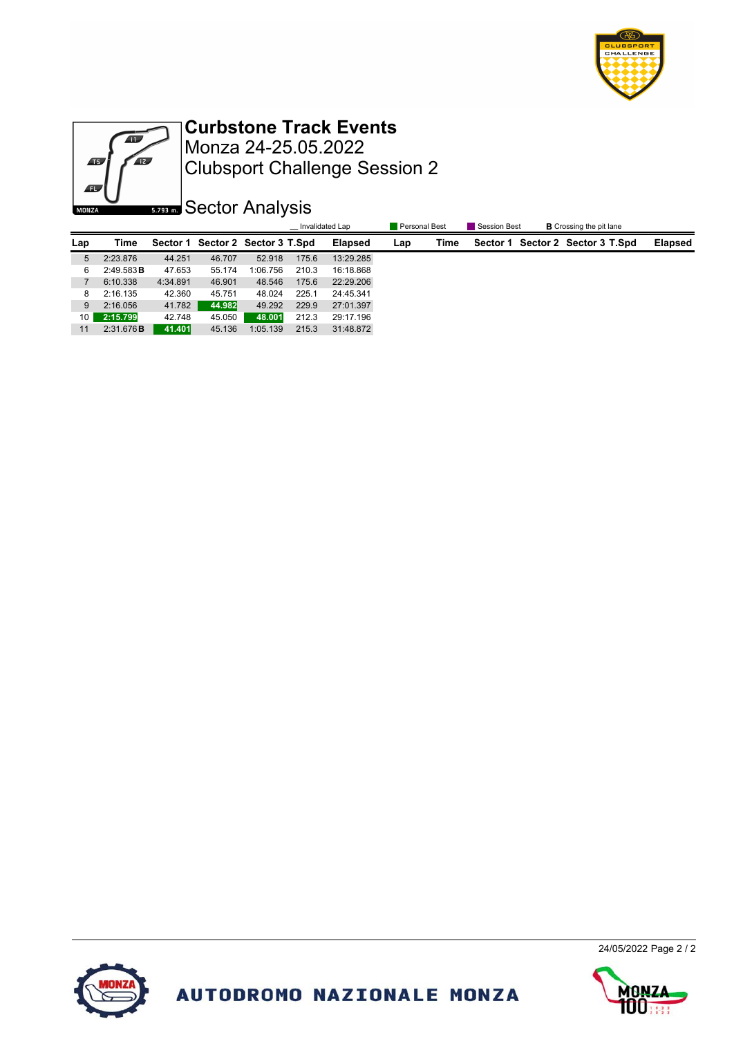# Curbstone Track Events

Monza 24-25.05.2022

Clubsport Challenge Session 2

## Sector Analysis

__ Invalidated Lap | Personal Best | Session Best | **B** Crossing the pit lane

| Lap | Time | Sector 1 | Sector 2 | Sector 3 | T.Spd | Elapsed | Lap | Time | Sector 1 | Sector 2 | Sector 3 | T.Spd | Elapsed |
|---|---|---|---|---|---|---|---|---|---|---|---|---|---|
| 5 | 2:23.876 | 44.251 | 46.707 | 52.918 | 175.6 | 13:29.285 | | | | | | | |
| 6 | 2:49.583 **B** | 47.653 | 55.174 | 1:06.756 | 210.3 | 16:18.868 | | | | | | | |
| 7 | 6:10.338 | 4:34.891 | 46.901 | 48.546 | 175.6 | 22:29.206 | | | | | | | |
| 8 | 2:16.135 | 42.360 | 45.751 | 48.024 | 225.1 | 24:45.341 | | | | | | | |
| 9 | 2:16.056 | 41.782 | 44.982 | 49.292 | 229.9 | 27:01.397 | | | | | | | |
| 10 | 2:15.799 | 42.748 | 45.050 | 48.001 | 212.3 | 29:17.196 | | | | | | | |
| 11 | 2:31.676 **B** | 41.401 | 45.136 | 1:05.139 | 215.3 | 31:48.872 | | | | | | | |

24/05/2022

AUTODROMO NAZIONALE MONZA